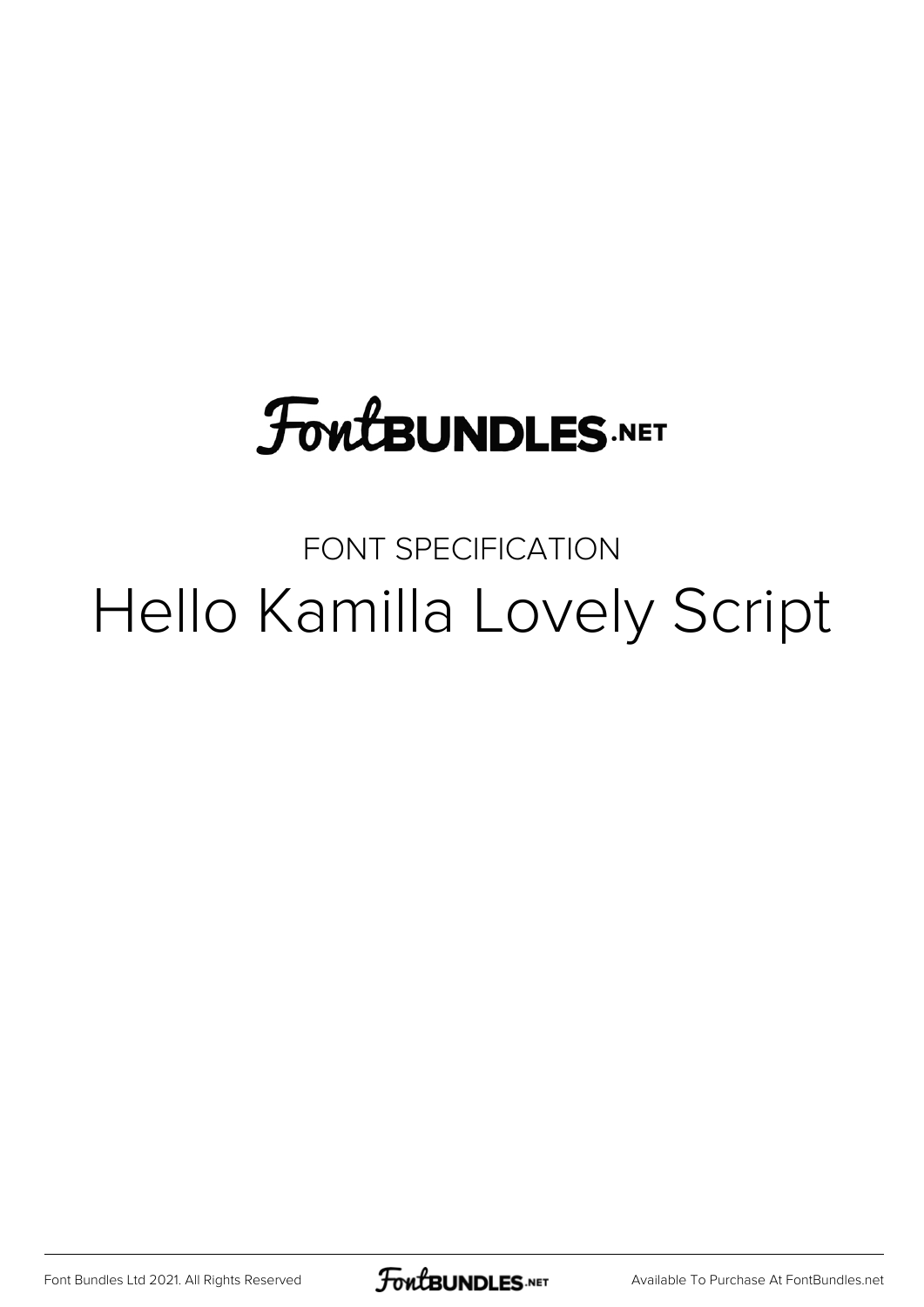FontBUNDLES.NET

FONT SPECIFICATION

# Hello Kamilla Lovely Script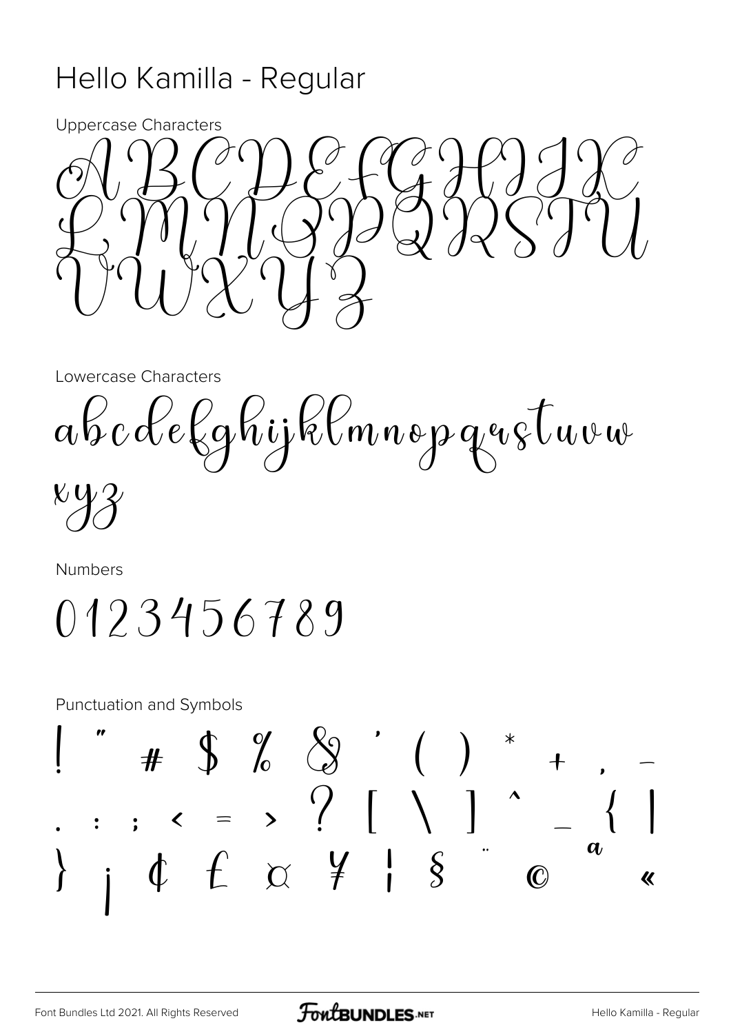# Hello Kamilla - Regular

Uppercase Characters

A B C D E F G H I J K L M N O P Q R S T U V W X Y Z

Lowercase Characters

a b c d e f g h i j k l m n o p q r s t u v w x y z

Numbers

0 1 2 3 4 5 6 7 8 9

Punctuation and Symbols

! " # $ % & ' ( ) * + , - . : ; < = > ? [ \ ] ^ _ { | } ¡ ¢ £ ¤ ¥ ¦ § ¨ © ª «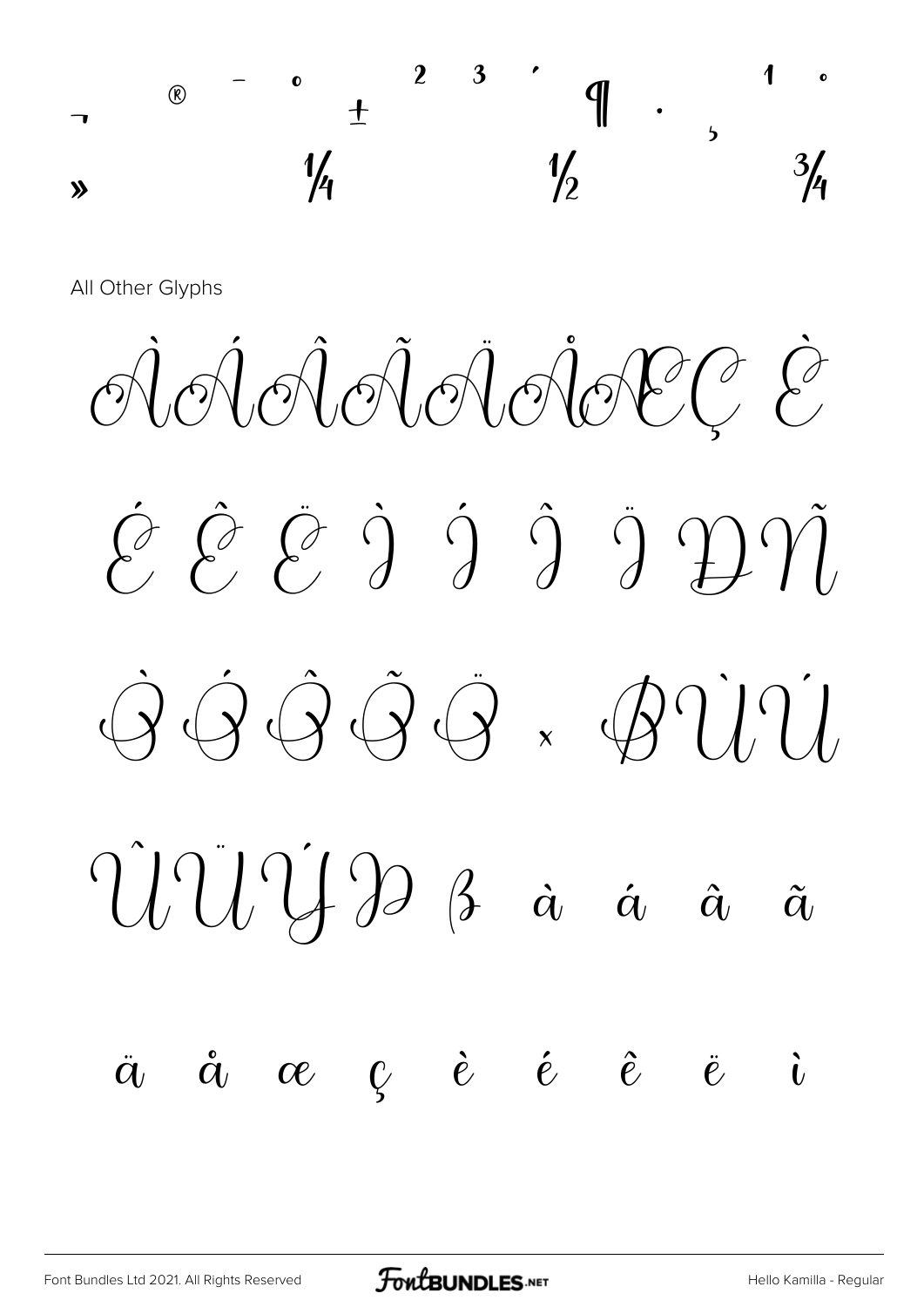¬ ® ¯ ° ± ² ³ ´ ¶ · ¸ ¹ º

» ¼ ½ ¾

All Other Glyphs

À Á Â Ã Ä Å Æ Ç È

É Ê Ë Ì Í Î Ï Ð Ñ

Ò Ó Ô Õ Ö × Ø Ù Ú

Û Ü Ý Þ ß à á â ã

ä å æ ç è é ê ë ì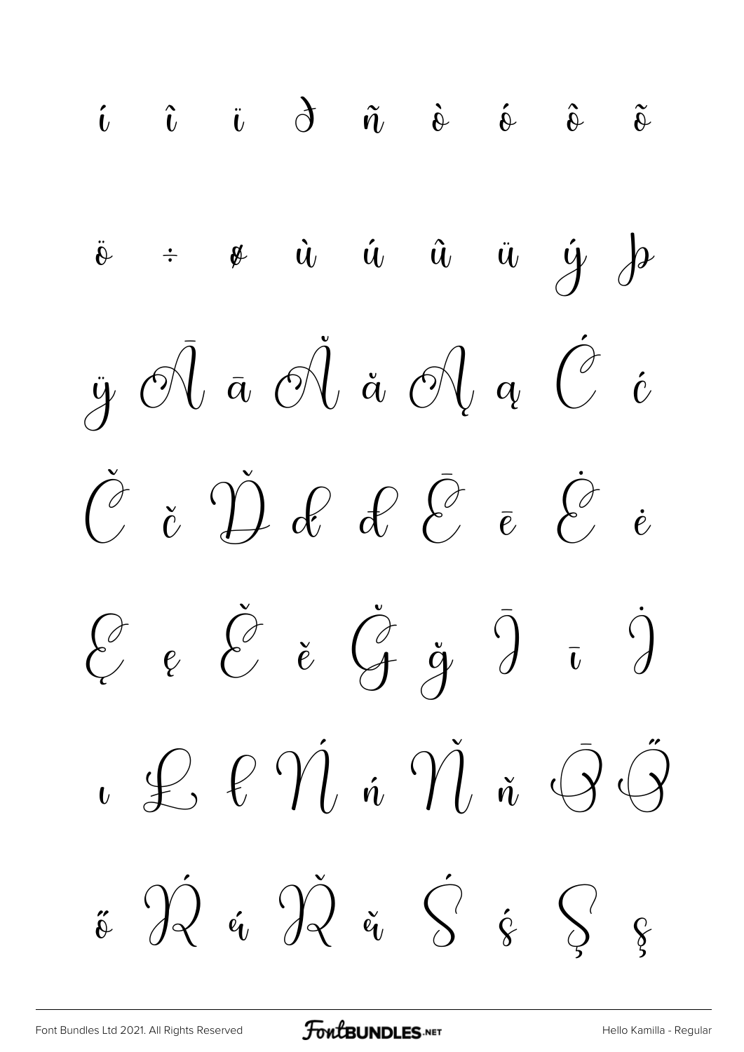í î ï ð ñ ò ó ô õ

ö ÷ ø ù ú û ü ý þ

ÿ Ā ā Ă ă Ą ą Ć ć

Č č Ď ď đ Ē ē Ė ė

Ę ę Ě ě Ğ ğ Ī ī İ

ı Ł ł Ń ń Ň ň Ō Ő

ő Ŕ ŕ Ř ř Ś ś Ş ş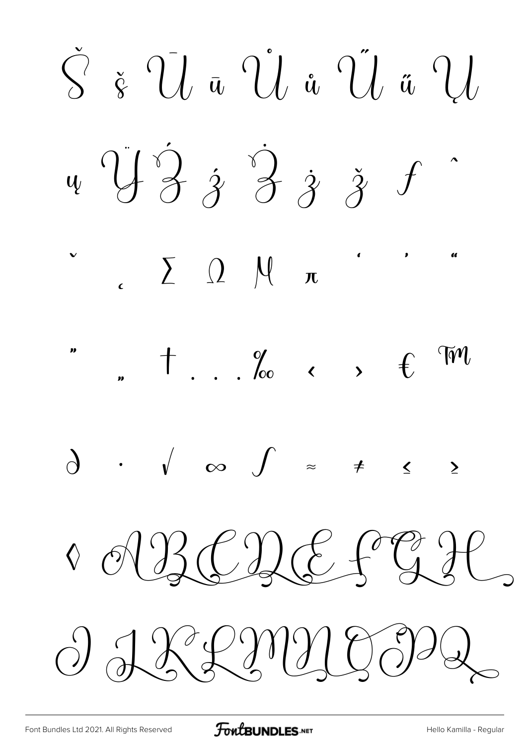Š š Ū ū Ů ů Ű ű Ų

ų Ÿ Ź ź Ż ż ž ƒ ˆ

ˇ ˛ ∑ Ω µ π ' ' "

" „ † … ‰ ‹ › € ™

∂ · √ ∞ ∫ ≈ ≠ ≤ ≥

◊ A B C D E F G H

I J K L M N O P Q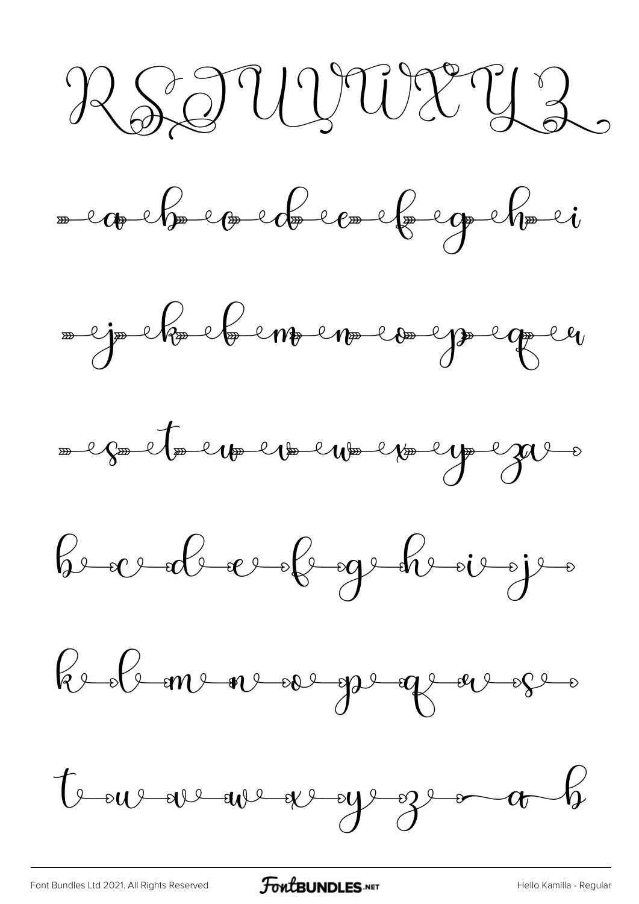RSTUVWXYZ

a b c d e f g h i

j k l m n o p q r

s t u v w x y z

b c d e f g h i j

k l m n o p q r s

t u v w x y z a b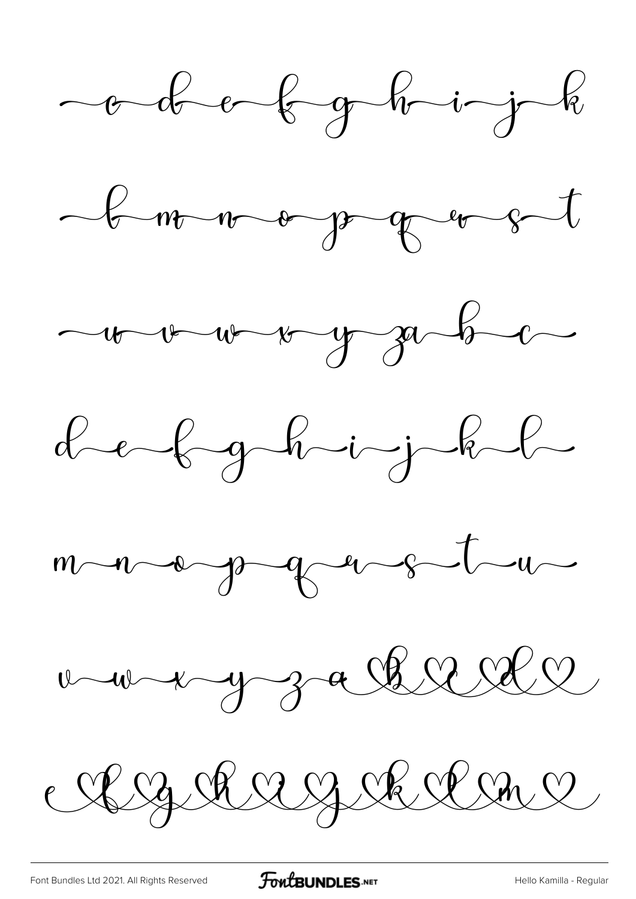c d e f g h i j k

l m n o p q r s t

u v w x y za b c

d e f g h i j k l

m n o p q r s t u

v w x y z a b c d

e f g h i j k l m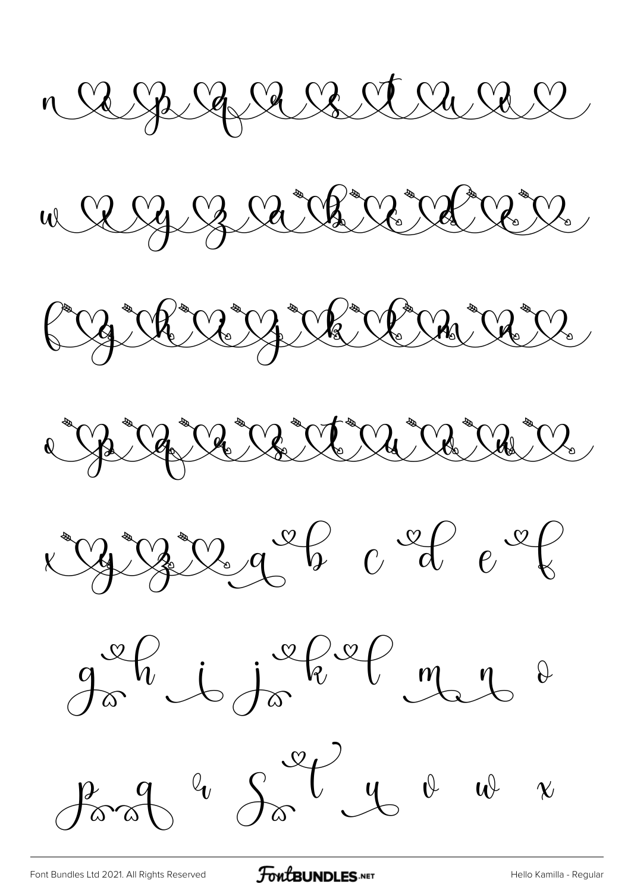n o p q r s t u v

w x y z a b c d e

f g h i j k l m n

o p q r s t u v w

x y z a b c d e f

g h i j k l m n o

p q r s t u v w x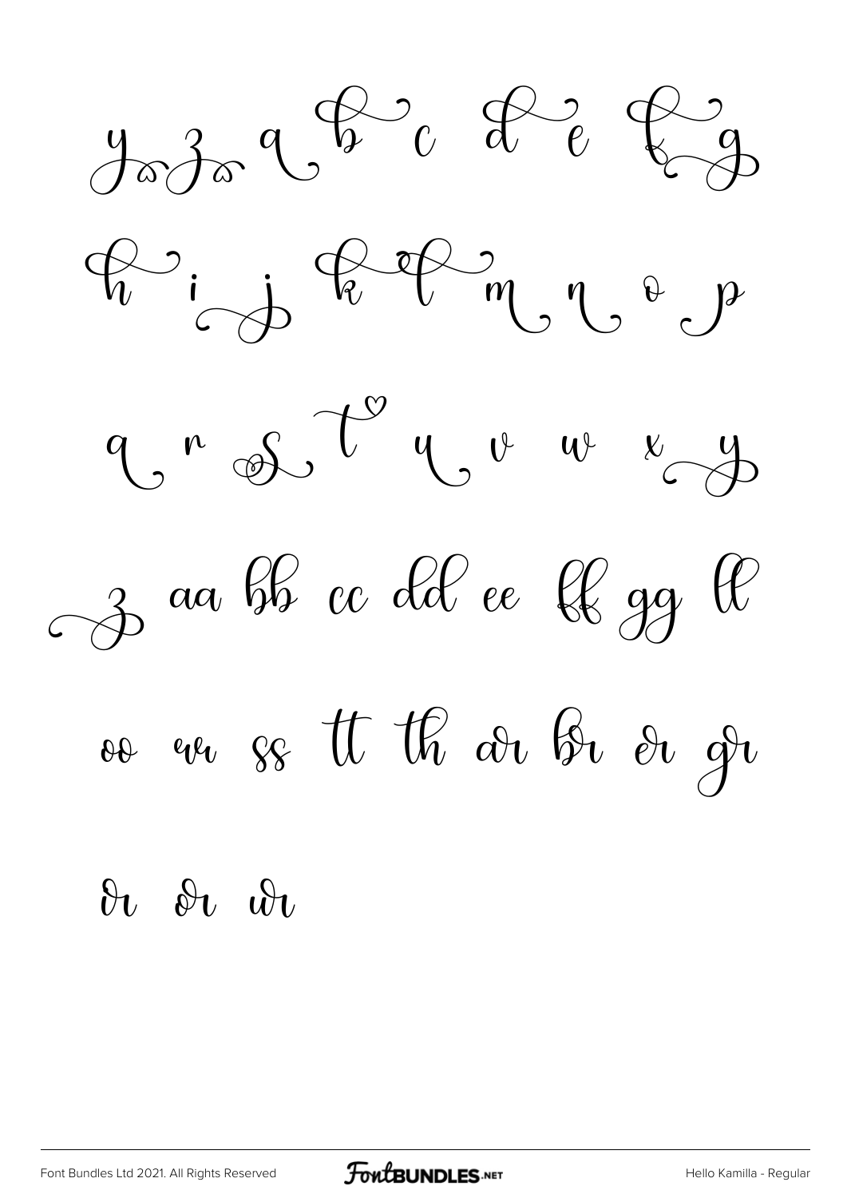y z a b c d e f g

h i j k l m n o p

q r s t u v w x y

z aa bb cc dd ee ff gg ll

oo uu ss tt th ar br er gr

ir or ur